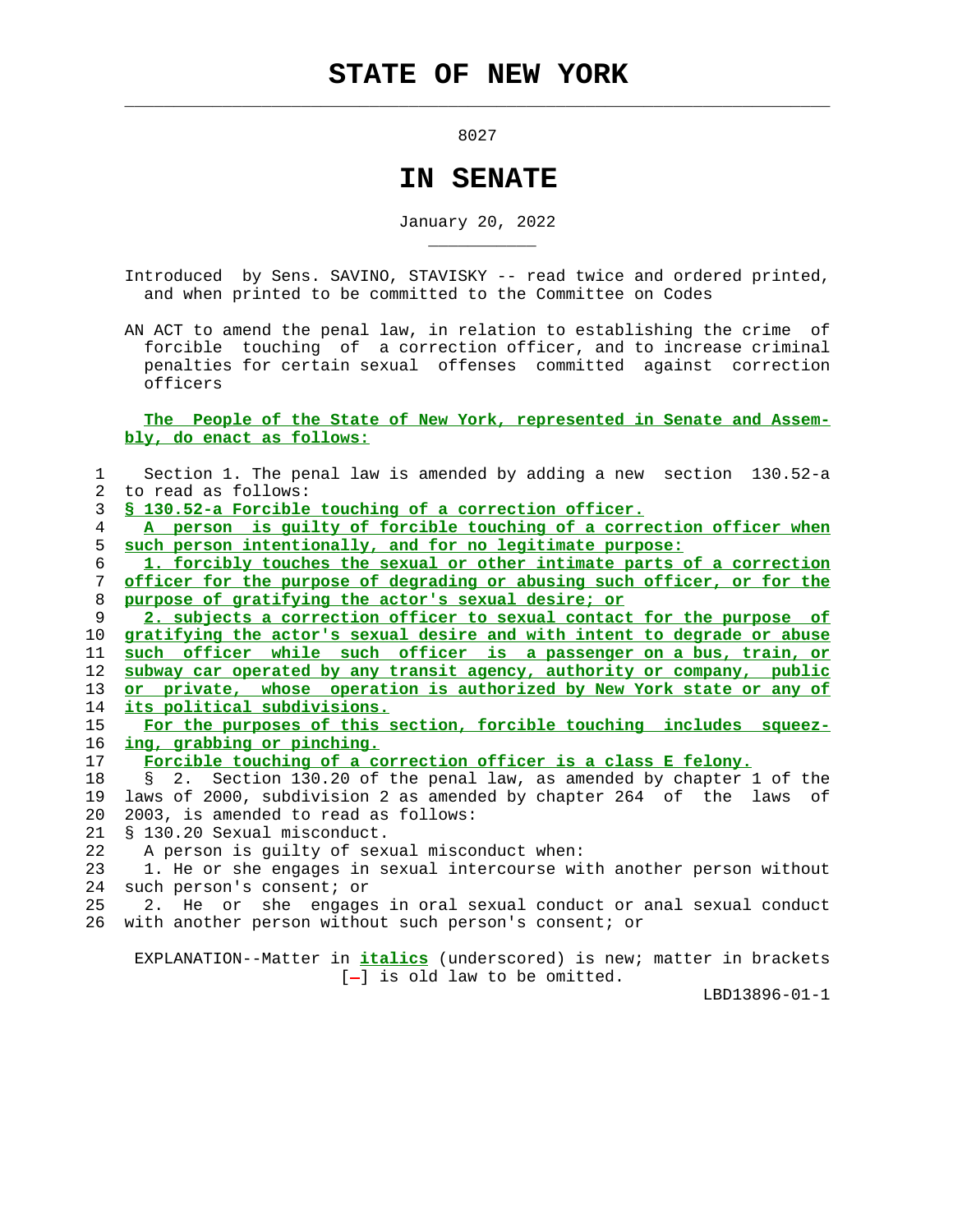# STATE OF NEW YORK

8027

# IN SENATE

January 20, 2022

Introduced by Sens. SAVINO, STAVISKY -- read twice and ordered printed, and when printed to be committed to the Committee on Codes

AN ACT to amend the penal law, in relation to establishing the crime of forcible touching of a correction officer, and to increase criminal penalties for certain sexual offenses committed against correction officers

The People of the State of New York, represented in Senate and Assembly, do enact as follows:

1 Section 1. The penal law is amended by adding a new section 130.52-a
2 to read as follows:
3 § 130.52-a Forcible touching of a correction officer.
4 A person is guilty of forcible touching of a correction officer when
5 such person intentionally, and for no legitimate purpose:
6 1. forcibly touches the sexual or other intimate parts of a correction
7 officer for the purpose of degrading or abusing such officer, or for the
8 purpose of gratifying the actor's sexual desire; or
9 2. subjects a correction officer to sexual contact for the purpose of
10 gratifying the actor's sexual desire and with intent to degrade or abuse
11 such officer while such officer is a passenger on a bus, train, or
12 subway car operated by any transit agency, authority or company, public
13 or private, whose operation is authorized by New York state or any of
14 its political subdivisions.
15 For the purposes of this section, forcible touching includes squeez-
16 ing, grabbing or pinching.
17 Forcible touching of a correction officer is a class E felony.
18 § 2. Section 130.20 of the penal law, as amended by chapter 1 of the
19 laws of 2000, subdivision 2 as amended by chapter 264 of the laws of
20 2003, is amended to read as follows:
21 § 130.20 Sexual misconduct.
22 A person is guilty of sexual misconduct when:
23 1. He or she engages in sexual intercourse with another person without
24 such person's consent; or
25 2. He or she engages in oral sexual conduct or anal sexual conduct
26 with another person without such person's consent; or

EXPLANATION--Matter in ***italics*** (underscored) is new; matter in brackets [-] is old law to be omitted.

LBD13896-01-1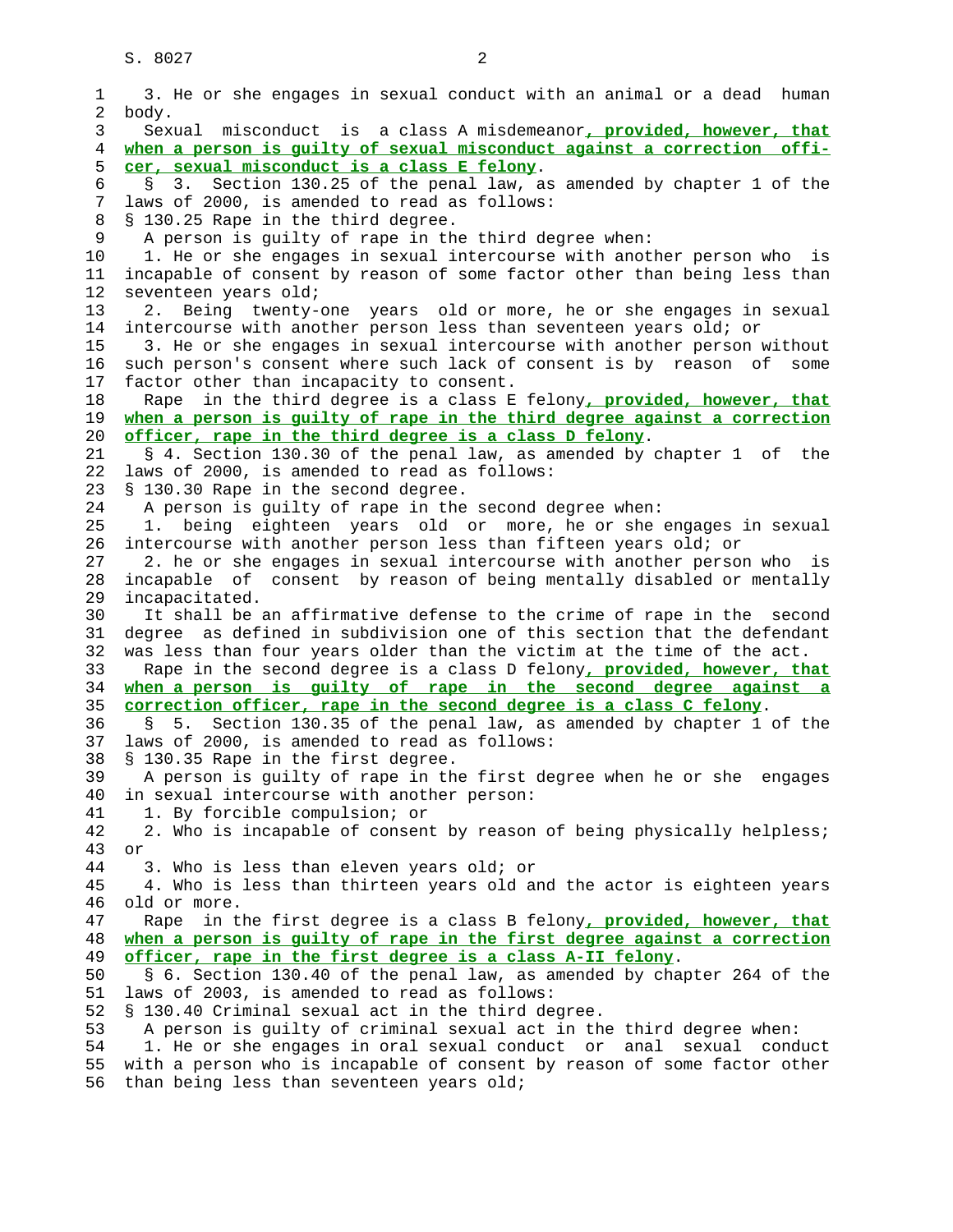3. He or she engages in sexual conduct with an animal or a dead human body.

Sexual misconduct is a class A misdemeanor**, provided, however, that when a person is guilty of sexual misconduct against a correction officer, sexual misconduct is a class E felony**.

§ 3. Section 130.25 of the penal law, as amended by chapter 1 of the laws of 2000, is amended to read as follows:

§ 130.25 Rape in the third degree.

A person is guilty of rape in the third degree when:

1. He or she engages in sexual intercourse with another person who is incapable of consent by reason of some factor other than being less than seventeen years old;

2. Being twenty-one years old or more, he or she engages in sexual intercourse with another person less than seventeen years old; or

3. He or she engages in sexual intercourse with another person without such person's consent where such lack of consent is by reason of some factor other than incapacity to consent.

Rape in the third degree is a class E felony**, provided, however, that when a person is guilty of rape in the third degree against a correction officer, rape in the third degree is a class D felony**.

§ 4. Section 130.30 of the penal law, as amended by chapter 1 of the laws of 2000, is amended to read as follows:

§ 130.30 Rape in the second degree.

A person is guilty of rape in the second degree when:

1. being eighteen years old or more, he or she engages in sexual intercourse with another person less than fifteen years old; or

2. he or she engages in sexual intercourse with another person who is incapable of consent by reason of being mentally disabled or mentally incapacitated.

It shall be an affirmative defense to the crime of rape in the second degree as defined in subdivision one of this section that the defendant was less than four years older than the victim at the time of the act.

Rape in the second degree is a class D felony**, provided, however, that when a person is guilty of rape in the second degree against a correction officer, rape in the second degree is a class C felony**.

§ 5. Section 130.35 of the penal law, as amended by chapter 1 of the laws of 2000, is amended to read as follows:

§ 130.35 Rape in the first degree.

A person is guilty of rape in the first degree when he or she engages in sexual intercourse with another person:

1. By forcible compulsion; or

2. Who is incapable of consent by reason of being physically helpless; or

3. Who is less than eleven years old; or

4. Who is less than thirteen years old and the actor is eighteen years old or more.

Rape in the first degree is a class B felony**, provided, however, that when a person is guilty of rape in the first degree against a correction officer, rape in the first degree is a class A-II felony**.

§ 6. Section 130.40 of the penal law, as amended by chapter 264 of the laws of 2003, is amended to read as follows:

§ 130.40 Criminal sexual act in the third degree.

A person is guilty of criminal sexual act in the third degree when:

1. He or she engages in oral sexual conduct or anal sexual conduct with a person who is incapable of consent by reason of some factor other than being less than seventeen years old;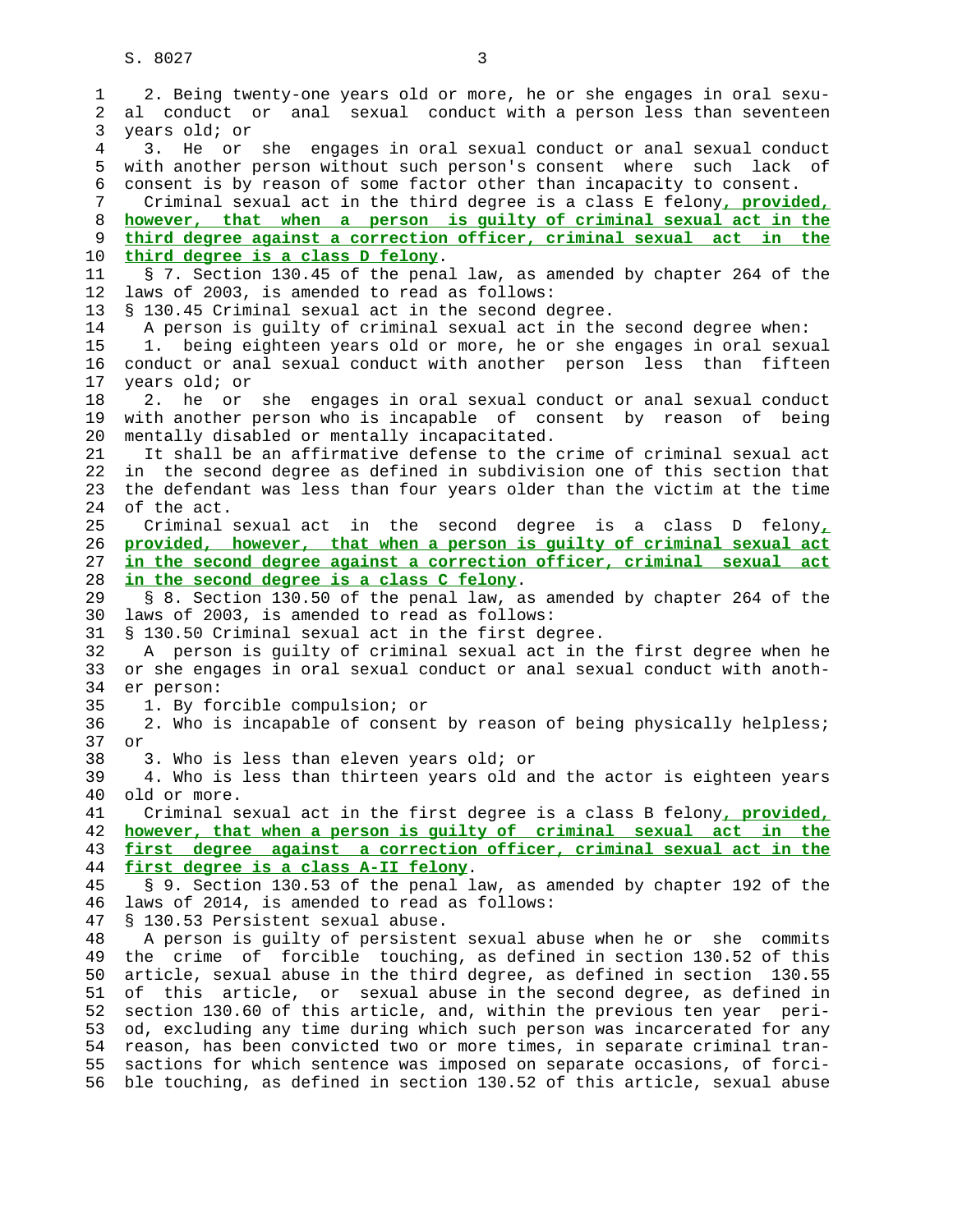2. Being twenty-one years old or more, he or she engages in oral sexual conduct or anal sexual conduct with a person less than seventeen years old; or

3. He or she engages in oral sexual conduct or anal sexual conduct with another person without such person's consent where such lack of consent is by reason of some factor other than incapacity to consent.

Criminal sexual act in the third degree is a class E felony**, provided, however, that when a person is guilty of criminal sexual act in the third degree against a correction officer, criminal sexual act in the third degree is a class D felony**.

§ 7. Section 130.45 of the penal law, as amended by chapter 264 of the laws of 2003, is amended to read as follows:

§ 130.45 Criminal sexual act in the second degree.

A person is guilty of criminal sexual act in the second degree when:

1. being eighteen years old or more, he or she engages in oral sexual conduct or anal sexual conduct with another person less than fifteen years old; or

2. he or she engages in oral sexual conduct or anal sexual conduct with another person who is incapable of consent by reason of being mentally disabled or mentally incapacitated.

It shall be an affirmative defense to the crime of criminal sexual act in the second degree as defined in subdivision one of this section that the defendant was less than four years older than the victim at the time of the act.

Criminal sexual act in the second degree is a class D felony**, provided, however, that when a person is guilty of criminal sexual act in the second degree against a correction officer, criminal sexual act in the second degree is a class C felony**.

§ 8. Section 130.50 of the penal law, as amended by chapter 264 of the laws of 2003, is amended to read as follows:

§ 130.50 Criminal sexual act in the first degree.

A person is guilty of criminal sexual act in the first degree when he or she engages in oral sexual conduct or anal sexual conduct with another person:

1. By forcible compulsion; or

2. Who is incapable of consent by reason of being physically helpless; or

3. Who is less than eleven years old; or

4. Who is less than thirteen years old and the actor is eighteen years old or more.

Criminal sexual act in the first degree is a class B felony**, provided, however, that when a person is guilty of criminal sexual act in the first degree against a correction officer, criminal sexual act in the first degree is a class A-II felony**.

§ 9. Section 130.53 of the penal law, as amended by chapter 192 of the laws of 2014, is amended to read as follows:

§ 130.53 Persistent sexual abuse.

A person is guilty of persistent sexual abuse when he or she commits the crime of forcible touching, as defined in section 130.52 of this article, sexual abuse in the third degree, as defined in section 130.55 of this article, or sexual abuse in the second degree, as defined in section 130.60 of this article, and, within the previous ten year period, excluding any time during which such person was incarcerated for any reason, has been convicted two or more times, in separate criminal transactions for which sentence was imposed on separate occasions, of forcible touching, as defined in section 130.52 of this article, sexual abuse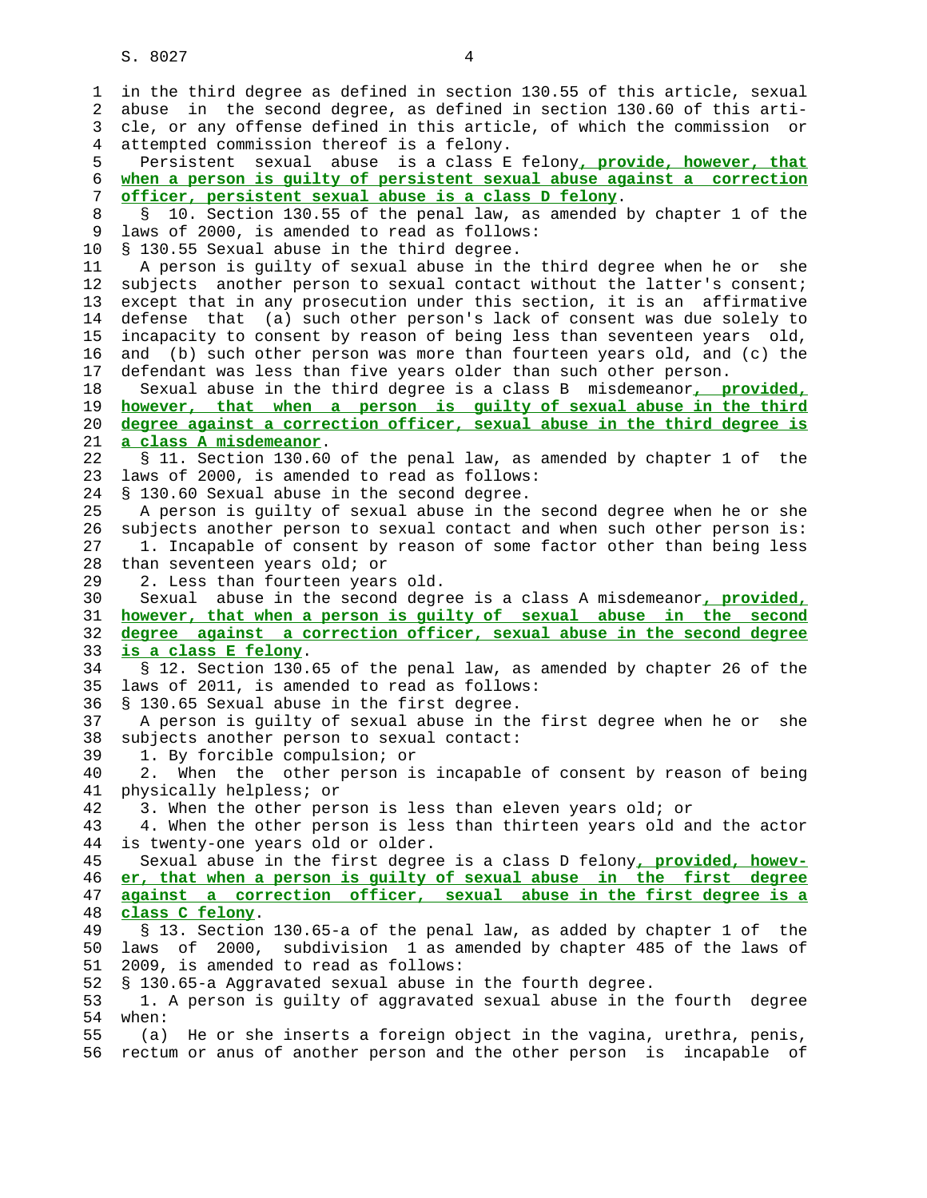in the third degree as defined in section 130.55 of this article, sexual abuse in the second degree, as defined in section 130.60 of this article, or any offense defined in this article, of which the commission or attempted commission thereof is a felony.

Persistent sexual abuse is a class E felony**, provide, however, that when a person is guilty of persistent sexual abuse against a correction officer, persistent sexual abuse is a class D felony**.

§ 10. Section 130.55 of the penal law, as amended by chapter 1 of the laws of 2000, is amended to read as follows:

§ 130.55 Sexual abuse in the third degree.

A person is guilty of sexual abuse in the third degree when he or she subjects another person to sexual contact without the latter's consent; except that in any prosecution under this section, it is an affirmative defense that (a) such other person's lack of consent was due solely to incapacity to consent by reason of being less than seventeen years old, and (b) such other person was more than fourteen years old, and (c) the defendant was less than five years older than such other person.

Sexual abuse in the third degree is a class B misdemeanor**, provided, however, that when a person is guilty of sexual abuse in the third degree against a correction officer, sexual abuse in the third degree is a class A misdemeanor**.

§ 11. Section 130.60 of the penal law, as amended by chapter 1 of the laws of 2000, is amended to read as follows:

§ 130.60 Sexual abuse in the second degree.

A person is guilty of sexual abuse in the second degree when he or she subjects another person to sexual contact and when such other person is:

1. Incapable of consent by reason of some factor other than being less than seventeen years old; or
2. Less than fourteen years old.

Sexual abuse in the second degree is a class A misdemeanor**, provided, however, that when a person is guilty of sexual abuse in the second degree against a correction officer, sexual abuse in the second degree is a class E felony**.

§ 12. Section 130.65 of the penal law, as amended by chapter 26 of the laws of 2011, is amended to read as follows:

§ 130.65 Sexual abuse in the first degree.

A person is guilty of sexual abuse in the first degree when he or she subjects another person to sexual contact:

1. By forcible compulsion; or
2. When the other person is incapable of consent by reason of being physically helpless; or
3. When the other person is less than eleven years old; or
4. When the other person is less than thirteen years old and the actor is twenty-one years old or older.

Sexual abuse in the first degree is a class D felony**, provided, however, that when a person is guilty of sexual abuse in the first degree against a correction officer, sexual abuse in the first degree is a class C felony**.

§ 13. Section 130.65-a of the penal law, as added by chapter 1 of the laws of 2000, subdivision 1 as amended by chapter 485 of the laws of 2009, is amended to read as follows:

§ 130.65-a Aggravated sexual abuse in the fourth degree.

1. A person is guilty of aggravated sexual abuse in the fourth degree when:

(a) He or she inserts a foreign object in the vagina, urethra, penis, rectum or anus of another person and the other person is incapable of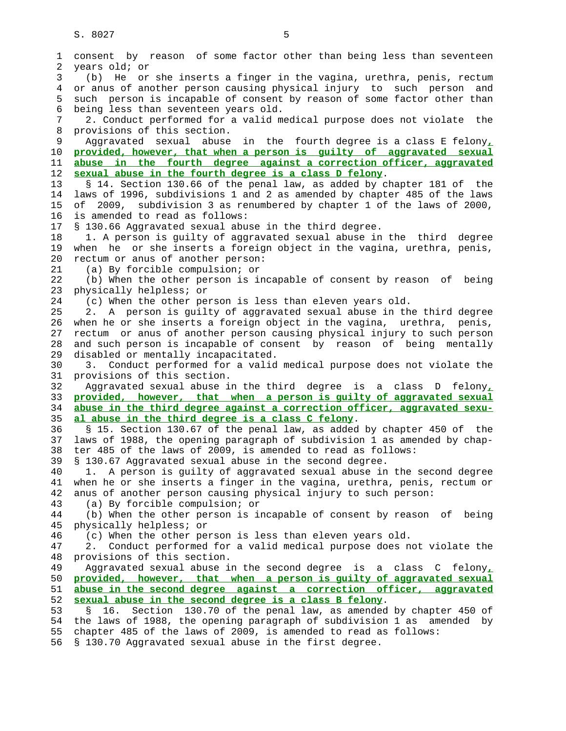consent by reason of some factor other than being less than seventeen years old; or

(b) He or she inserts a finger in the vagina, urethra, penis, rectum or anus of another person causing physical injury to such person and such person is incapable of consent by reason of some factor other than being less than seventeen years old.

2. Conduct performed for a valid medical purpose does not violate the provisions of this section.

Aggravated sexual abuse in the fourth degree is a class E felony**, provided, however, that when a person is guilty of aggravated sexual abuse in the fourth degree against a correction officer, aggravated sexual abuse in the fourth degree is a class D felony**.

§ 14. Section 130.66 of the penal law, as added by chapter 181 of the laws of 1996, subdivisions 1 and 2 as amended by chapter 485 of the laws of 2009, subdivision 3 as renumbered by chapter 1 of the laws of 2000, is amended to read as follows:

§ 130.66 Aggravated sexual abuse in the third degree.

1. A person is guilty of aggravated sexual abuse in the third degree when he or she inserts a foreign object in the vagina, urethra, penis, rectum or anus of another person:

(a) By forcible compulsion; or

(b) When the other person is incapable of consent by reason of being physically helpless; or

(c) When the other person is less than eleven years old.

2. A person is guilty of aggravated sexual abuse in the third degree when he or she inserts a foreign object in the vagina, urethra, penis, rectum or anus of another person causing physical injury to such person and such person is incapable of consent by reason of being mentally disabled or mentally incapacitated.

3. Conduct performed for a valid medical purpose does not violate the provisions of this section.

Aggravated sexual abuse in the third degree is a class D felony**, provided, however, that when a person is guilty of aggravated sexual abuse in the third degree against a correction officer, aggravated sexual abuse in the third degree is a class C felony**.

§ 15. Section 130.67 of the penal law, as added by chapter 450 of the laws of 1988, the opening paragraph of subdivision 1 as amended by chapter 485 of the laws of 2009, is amended to read as follows:

§ 130.67 Aggravated sexual abuse in the second degree.

1. A person is guilty of aggravated sexual abuse in the second degree when he or she inserts a finger in the vagina, urethra, penis, rectum or anus of another person causing physical injury to such person:

(a) By forcible compulsion; or

(b) When the other person is incapable of consent by reason of being physically helpless; or

(c) When the other person is less than eleven years old.

2. Conduct performed for a valid medical purpose does not violate the provisions of this section.

Aggravated sexual abuse in the second degree is a class C felony**, provided, however, that when a person is guilty of aggravated sexual abuse in the second degree against a correction officer, aggravated sexual abuse in the second degree is a class B felony**.

§ 16. Section 130.70 of the penal law, as amended by chapter 450 of the laws of 1988, the opening paragraph of subdivision 1 as amended by chapter 485 of the laws of 2009, is amended to read as follows:

§ 130.70 Aggravated sexual abuse in the first degree.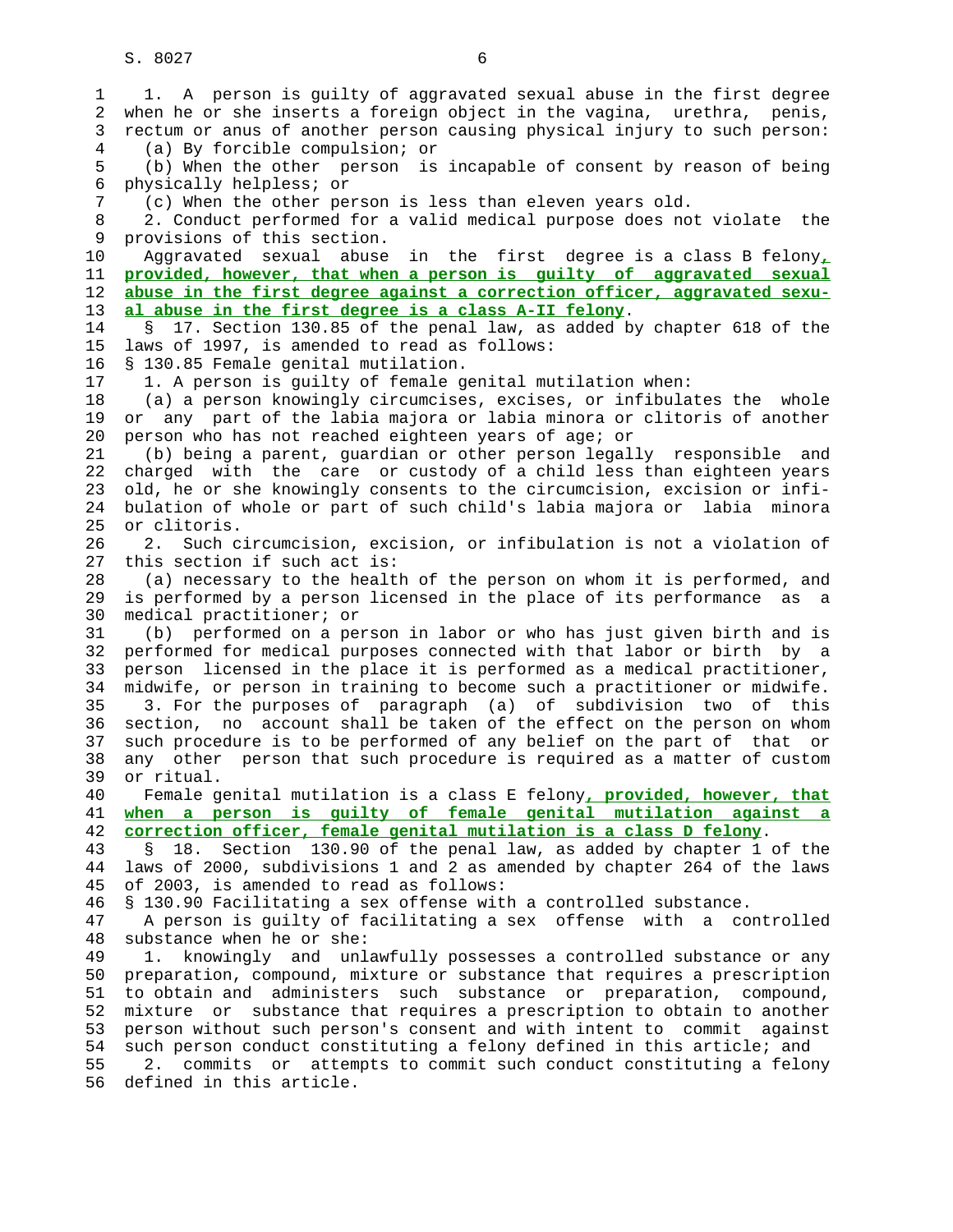1. A person is guilty of aggravated sexual abuse in the first degree when he or she inserts a foreign object in the vagina, urethra, penis, rectum or anus of another person causing physical injury to such person:

(a) By forcible compulsion; or

(b) When the other person is incapable of consent by reason of being physically helpless; or

(c) When the other person is less than eleven years old.

2. Conduct performed for a valid medical purpose does not violate the provisions of this section.

Aggravated sexual abuse in the first degree is a class B felony**, provided, however, that when a person is guilty of aggravated sexual abuse in the first degree against a correction officer, aggravated sexual abuse in the first degree is a class A-II felony**.

§ 17. Section 130.85 of the penal law, as added by chapter 618 of the laws of 1997, is amended to read as follows:

§ 130.85 Female genital mutilation.

1. A person is guilty of female genital mutilation when:

(a) a person knowingly circumcises, excises, or infibulates the whole or any part of the labia majora or labia minora or clitoris of another person who has not reached eighteen years of age; or

(b) being a parent, guardian or other person legally responsible and charged with the care or custody of a child less than eighteen years old, he or she knowingly consents to the circumcision, excision or infibulation of whole or part of such child's labia majora or labia minora or clitoris.

2. Such circumcision, excision, or infibulation is not a violation of this section if such act is:

(a) necessary to the health of the person on whom it is performed, and is performed by a person licensed in the place of its performance as a medical practitioner; or

(b) performed on a person in labor or who has just given birth and is performed for medical purposes connected with that labor or birth by a person licensed in the place it is performed as a medical practitioner, midwife, or person in training to become such a practitioner or midwife.

3. For the purposes of paragraph (a) of subdivision two of this section, no account shall be taken of the effect on the person on whom such procedure is to be performed of any belief on the part of that or any other person that such procedure is required as a matter of custom or ritual.

Female genital mutilation is a class E felony**, provided, however, that when a person is guilty of female genital mutilation against a correction officer, female genital mutilation is a class D felony**.

§ 18. Section 130.90 of the penal law, as added by chapter 1 of the laws of 2000, subdivisions 1 and 2 as amended by chapter 264 of the laws of 2003, is amended to read as follows:

§ 130.90 Facilitating a sex offense with a controlled substance.

A person is guilty of facilitating a sex offense with a controlled substance when he or she:

1. knowingly and unlawfully possesses a controlled substance or any preparation, compound, mixture or substance that requires a prescription to obtain and administers such substance or preparation, compound, mixture or substance that requires a prescription to obtain to another person without such person's consent and with intent to commit against such person conduct constituting a felony defined in this article; and

2. commits or attempts to commit such conduct constituting a felony defined in this article.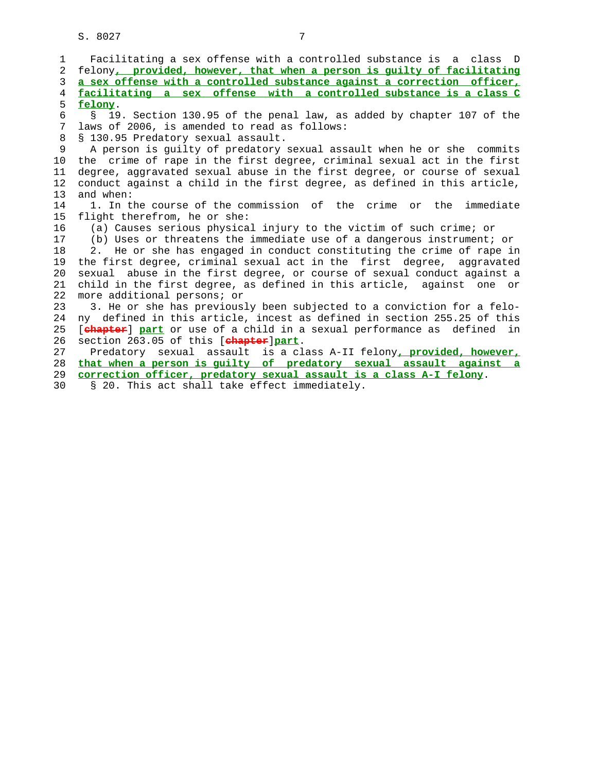Facilitating a sex offense with a controlled substance is a class D felony**, provided, however, that when a person is guilty of facilitating a sex offense with a controlled substance against a correction officer, facilitating a sex offense with a controlled substance is a class C felony**.

§ 19. Section 130.95 of the penal law, as added by chapter 107 of the laws of 2006, is amended to read as follows:

§ 130.95 Predatory sexual assault.

A person is guilty of predatory sexual assault when he or she commits the crime of rape in the first degree, criminal sexual act in the first degree, aggravated sexual abuse in the first degree, or course of sexual conduct against a child in the first degree, as defined in this article, and when:

1. In the course of the commission of the crime or the immediate flight therefrom, he or she:

(a) Causes serious physical injury to the victim of such crime; or

(b) Uses or threatens the immediate use of a dangerous instrument; or

2. He or she has engaged in conduct constituting the crime of rape in the first degree, criminal sexual act in the first degree, aggravated sexual abuse in the first degree, or course of sexual conduct against a child in the first degree, as defined in this article, against one or more additional persons; or

3. He or she has previously been subjected to a conviction for a felony defined in this article, incest as defined in section 255.25 of this [~~chapter~~] **part** or use of a child in a sexual performance as defined in section 263.05 of this [~~chapter~~]**part**.

Predatory sexual assault is a class A-II felony**, provided, however, that when a person is guilty of predatory sexual assault against a correction officer, predatory sexual assault is a class A-I felony**.

§ 20. This act shall take effect immediately.